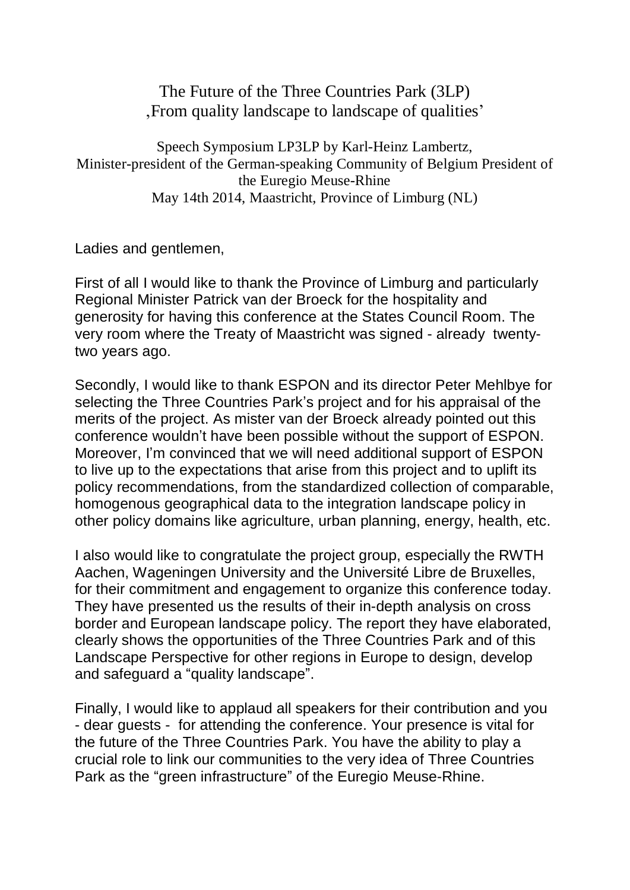# The Future of the Three Countries Park (3LP)
## ‚From quality landscape to landscape of qualities'

Speech Symposium LP3LP by Karl-Heinz Lambertz,
Minister-president of the German-speaking Community of Belgium President of the Euregio Meuse-Rhine
May 14th 2014, Maastricht, Province of Limburg (NL)

Ladies and gentlemen,

First of all I would like to thank the Province of Limburg and particularly Regional Minister Patrick van der Broeck for the hospitality and generosity for having this conference at the States Council Room. The very room where the Treaty of Maastricht was signed - already twenty-two years ago.

Secondly, I would like to thank ESPON and its director Peter Mehlbye for selecting the Three Countries Park's project and for his appraisal of the merits of the project. As mister van der Broeck already pointed out this conference wouldn't have been possible without the support of ESPON. Moreover, I'm convinced that we will need additional support of ESPON to live up to the expectations that arise from this project and to uplift its policy recommendations, from the standardized collection of comparable, homogenous geographical data to the integration landscape policy in other policy domains like agriculture, urban planning, energy, health, etc.

I also would like to congratulate the project group, especially the RWTH Aachen, Wageningen University and the Université Libre de Bruxelles, for their commitment and engagement to organize this conference today. They have presented us the results of their in-depth analysis on cross border and European landscape policy. The report they have elaborated, clearly shows the opportunities of the Three Countries Park and of this Landscape Perspective for other regions in Europe to design, develop and safeguard a "quality landscape".

Finally, I would like to applaud all speakers for their contribution and you - dear guests - for attending the conference. Your presence is vital for the future of the Three Countries Park. You have the ability to play a crucial role to link our communities to the very idea of Three Countries Park as the "green infrastructure" of the Euregio Meuse-Rhine.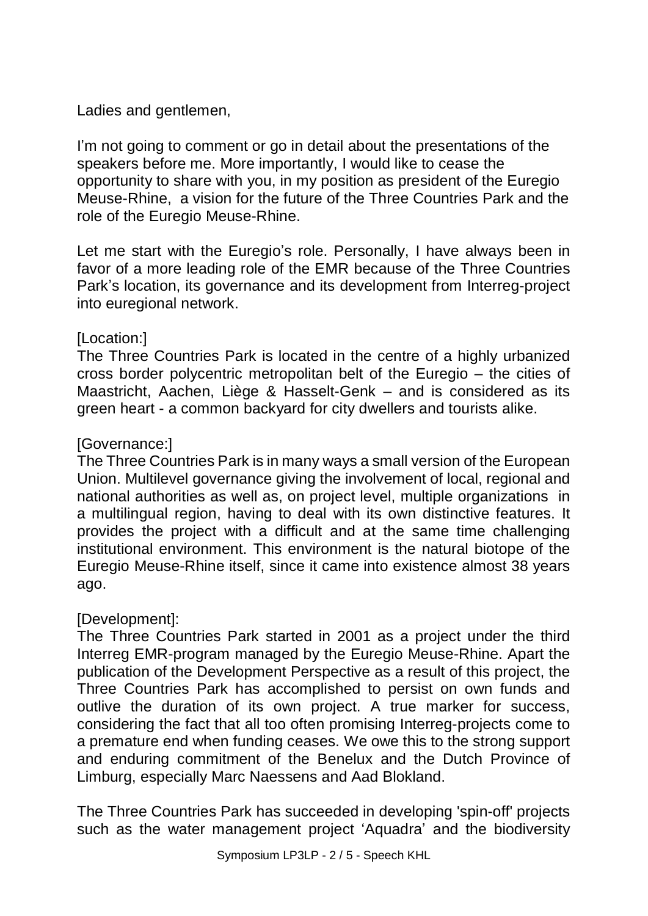Ladies and gentlemen,

I'm not going to comment or go in detail about the presentations of the speakers before me. More importantly, I would like to cease the opportunity to share with you, in my position as president of the Euregio Meuse-Rhine, a vision for the future of the Three Countries Park and the role of the Euregio Meuse-Rhine.

Let me start with the Euregio's role. Personally, I have always been in favor of a more leading role of the EMR because of the Three Countries Park's location, its governance and its development from Interreg-project into euregional network.

[Location:]
The Three Countries Park is located in the centre of a highly urbanized cross border polycentric metropolitan belt of the Euregio – the cities of Maastricht, Aachen, Liège & Hasselt-Genk – and is considered as its green heart - a common backyard for city dwellers and tourists alike.

[Governance:]
The Three Countries Park is in many ways a small version of the European Union. Multilevel governance giving the involvement of local, regional and national authorities as well as, on project level, multiple organizations in a multilingual region, having to deal with its own distinctive features. It provides the project with a difficult and at the same time challenging institutional environment. This environment is the natural biotope of the Euregio Meuse-Rhine itself, since it came into existence almost 38 years ago.

[Development]:
The Three Countries Park started in 2001 as a project under the third Interreg EMR-program managed by the Euregio Meuse-Rhine. Apart the publication of the Development Perspective as a result of this project, the Three Countries Park has accomplished to persist on own funds and outlive the duration of its own project. A true marker for success, considering the fact that all too often promising Interreg-projects come to a premature end when funding ceases. We owe this to the strong support and enduring commitment of the Benelux and the Dutch Province of Limburg, especially Marc Naessens and Aad Blokland.

The Three Countries Park has succeeded in developing 'spin-off' projects such as the water management project 'Aquadra' and the biodiversity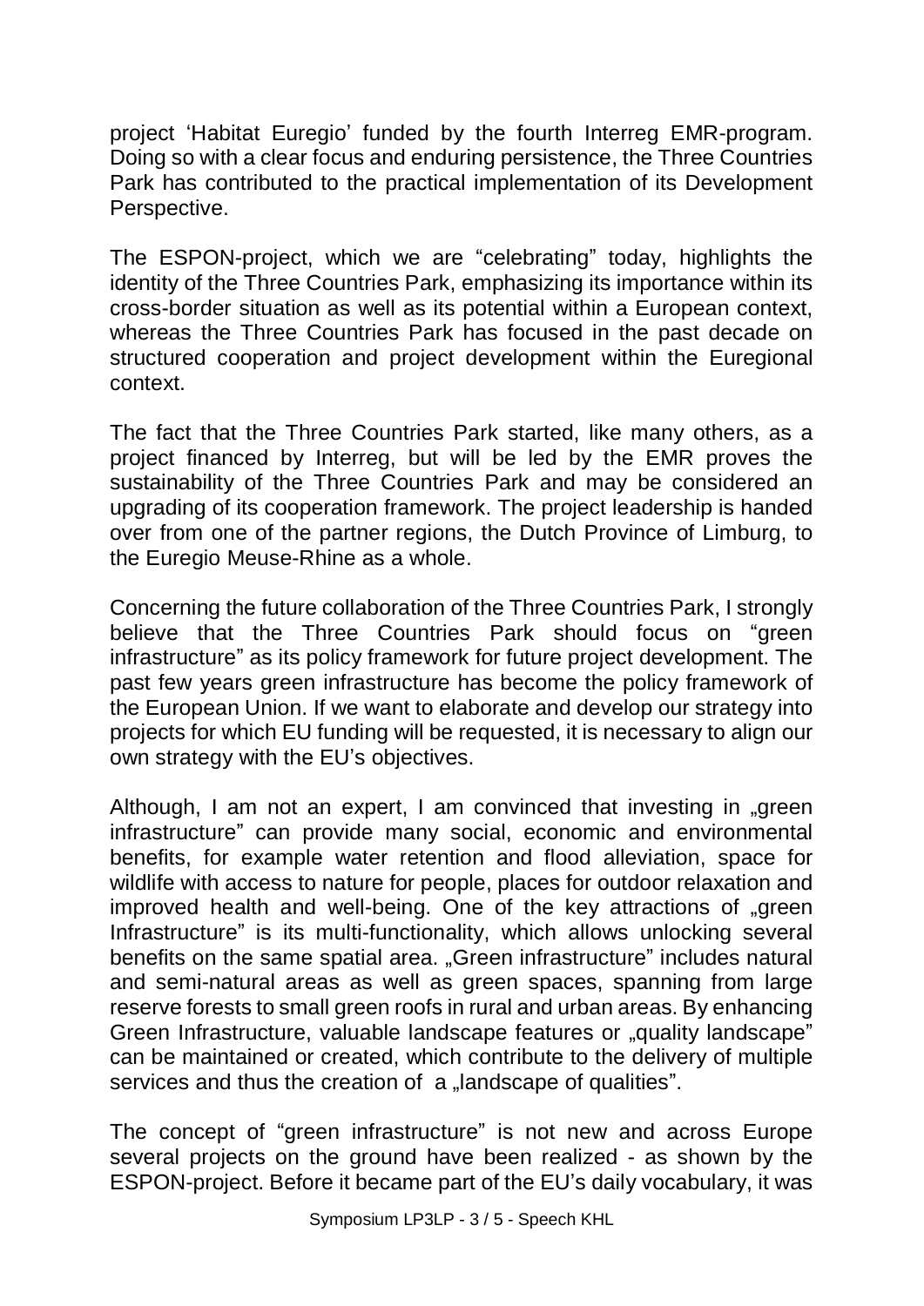project 'Habitat Euregio' funded by the fourth Interreg EMR-program. Doing so with a clear focus and enduring persistence, the Three Countries Park has contributed to the practical implementation of its Development Perspective.

The ESPON-project, which we are "celebrating" today, highlights the identity of the Three Countries Park, emphasizing its importance within its cross-border situation as well as its potential within a European context, whereas the Three Countries Park has focused in the past decade on structured cooperation and project development within the Euregional context.

The fact that the Three Countries Park started, like many others, as a project financed by Interreg, but will be led by the EMR proves the sustainability of the Three Countries Park and may be considered an upgrading of its cooperation framework. The project leadership is handed over from one of the partner regions, the Dutch Province of Limburg, to the Euregio Meuse-Rhine as a whole.

Concerning the future collaboration of the Three Countries Park, I strongly believe that the Three Countries Park should focus on "green infrastructure" as its policy framework for future project development. The past few years green infrastructure has become the policy framework of the European Union. If we want to elaborate and develop our strategy into projects for which EU funding will be requested, it is necessary to align our own strategy with the EU's objectives.

Although, I am not an expert, I am convinced that investing in „green infrastructure" can provide many social, economic and environmental benefits, for example water retention and flood alleviation, space for wildlife with access to nature for people, places for outdoor relaxation and improved health and well-being. One of the key attractions of „green Infrastructure" is its multi-functionality, which allows unlocking several benefits on the same spatial area. „Green infrastructure" includes natural and semi-natural areas as well as green spaces, spanning from large reserve forests to small green roofs in rural and urban areas. By enhancing Green Infrastructure, valuable landscape features or „quality landscape" can be maintained or created, which contribute to the delivery of multiple services and thus the creation of a „landscape of qualities".

The concept of "green infrastructure" is not new and across Europe several projects on the ground have been realized - as shown by the ESPON-project. Before it became part of the EU's daily vocabulary, it was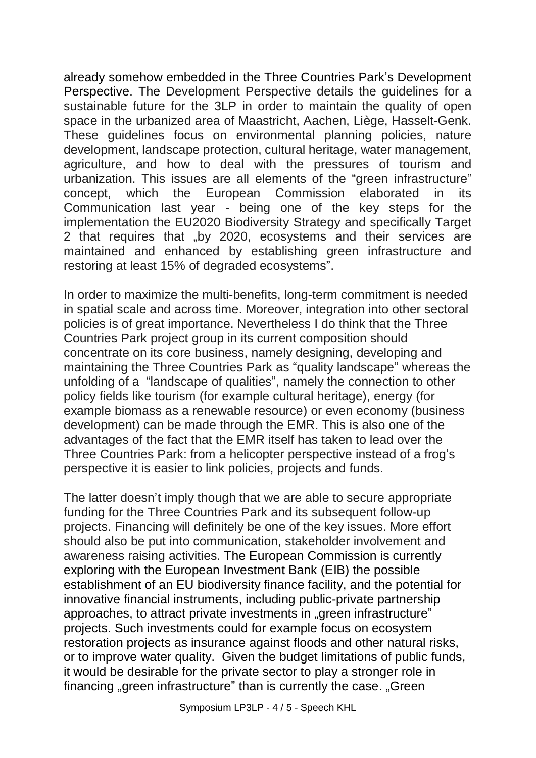already somehow embedded in the Three Countries Park's Development Perspective. The Development Perspective details the guidelines for a sustainable future for the 3LP in order to maintain the quality of open space in the urbanized area of Maastricht, Aachen, Liège, Hasselt-Genk. These guidelines focus on environmental planning policies, nature development, landscape protection, cultural heritage, water management, agriculture, and how to deal with the pressures of tourism and urbanization. This issues are all elements of the "green infrastructure" concept, which the European Commission elaborated in its Communication last year - being one of the key steps for the implementation the EU2020 Biodiversity Strategy and specifically Target 2 that requires that „by 2020, ecosystems and their services are maintained and enhanced by establishing green infrastructure and restoring at least 15% of degraded ecosystems".

In order to maximize the multi-benefits, long-term commitment is needed in spatial scale and across time. Moreover, integration into other sectoral policies is of great importance. Nevertheless I do think that the Three Countries Park project group in its current composition should concentrate on its core business, namely designing, developing and maintaining the Three Countries Park as "quality landscape" whereas the unfolding of a "landscape of qualities", namely the connection to other policy fields like tourism (for example cultural heritage), energy (for example biomass as a renewable resource) or even economy (business development) can be made through the EMR. This is also one of the advantages of the fact that the EMR itself has taken to lead over the Three Countries Park: from a helicopter perspective instead of a frog's perspective it is easier to link policies, projects and funds.

The latter doesn't imply though that we are able to secure appropriate funding for the Three Countries Park and its subsequent follow-up projects. Financing will definitely be one of the key issues. More effort should also be put into communication, stakeholder involvement and awareness raising activities. The European Commission is currently exploring with the European Investment Bank (EIB) the possible establishment of an EU biodiversity finance facility, and the potential for innovative financial instruments, including public-private partnership approaches, to attract private investments in „green infrastructure" projects. Such investments could for example focus on ecosystem restoration projects as insurance against floods and other natural risks, or to improve water quality. Given the budget limitations of public funds, it would be desirable for the private sector to play a stronger role in financing „green infrastructure" than is currently the case. „Green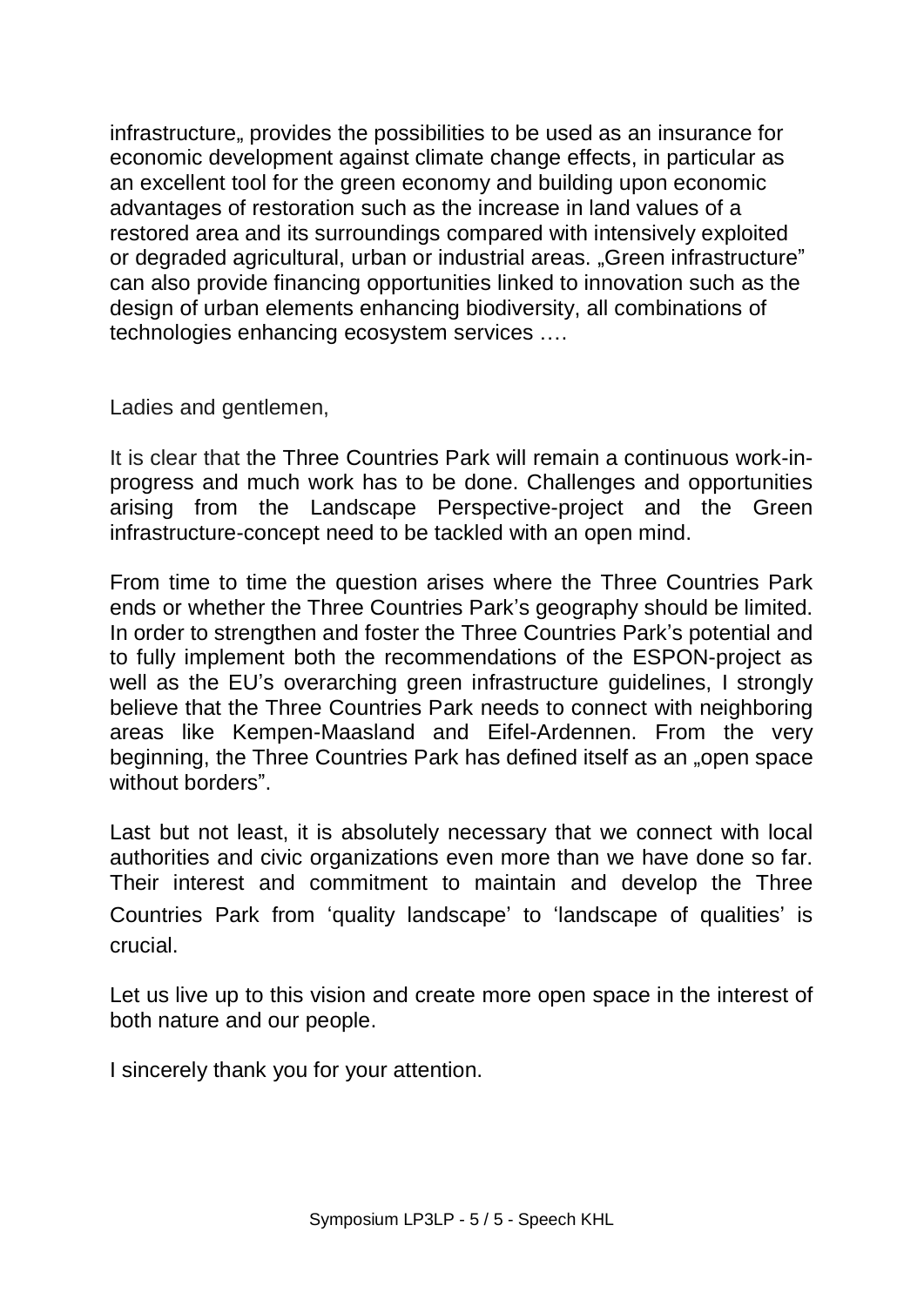infrastructure„ provides the possibilities to be used as an insurance for economic development against climate change effects, in particular as an excellent tool for the green economy and building upon economic advantages of restoration such as the increase in land values of a restored area and its surroundings compared with intensively exploited or degraded agricultural, urban or industrial areas. „Green infrastructure" can also provide financing opportunities linked to innovation such as the design of urban elements enhancing biodiversity, all combinations of technologies enhancing ecosystem services ….

Ladies and gentlemen,

It is clear that the Three Countries Park will remain a continuous work-in-progress and much work has to be done. Challenges and opportunities arising from the Landscape Perspective-project and the Green infrastructure-concept need to be tackled with an open mind.

From time to time the question arises where the Three Countries Park ends or whether the Three Countries Park's geography should be limited. In order to strengthen and foster the Three Countries Park's potential and to fully implement both the recommendations of the ESPON-project as well as the EU's overarching green infrastructure guidelines, I strongly believe that the Three Countries Park needs to connect with neighboring areas like Kempen-Maasland and Eifel-Ardennen. From the very beginning, the Three Countries Park has defined itself as an „open space without borders".

Last but not least, it is absolutely necessary that we connect with local authorities and civic organizations even more than we have done so far. Their interest and commitment to maintain and develop the Three Countries Park from 'quality landscape' to 'landscape of qualities' is crucial.

Let us live up to this vision and create more open space in the interest of both nature and our people.

I sincerely thank you for your attention.